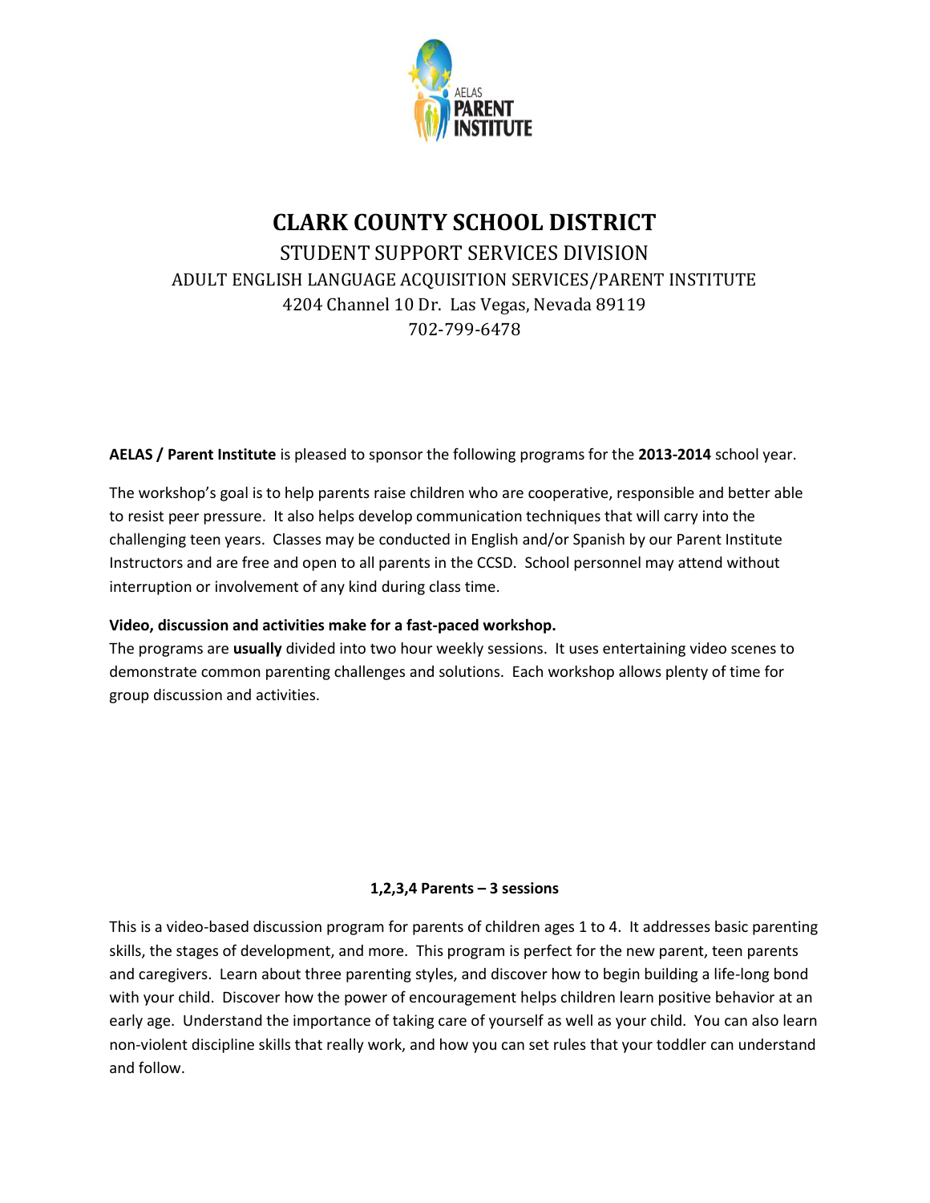AELAS PARENT INSTITUTE

# CLARK COUNTY SCHOOL DISTRICT

STUDENT SUPPORT SERVICES DIVISION

ADULT ENGLISH LANGUAGE ACQUISITION SERVICES/PARENT INSTITUTE

4204 Channel 10 Dr. Las Vegas, Nevada 89119

702-799-6478

**AELAS / Parent Institute** is pleased to sponsor the following programs for the **2013-2014** school year.

The workshop's goal is to help parents raise children who are cooperative, responsible and better able to resist peer pressure. It also helps develop communication techniques that will carry into the challenging teen years. Classes may be conducted in English and/or Spanish by our Parent Institute Instructors and are free and open to all parents in the CCSD. School personnel may attend without interruption or involvement of any kind during class time.

**Video, discussion and activities make for a fast-paced workshop.**

The programs are **usually** divided into two hour weekly sessions. It uses entertaining video scenes to demonstrate common parenting challenges and solutions. Each workshop allows plenty of time for group discussion and activities.

**1,2,3,4 Parents – 3 sessions**

This is a video-based discussion program for parents of children ages 1 to 4. It addresses basic parenting skills, the stages of development, and more. This program is perfect for the new parent, teen parents and caregivers. Learn about three parenting styles, and discover how to begin building a life-long bond with your child. Discover how the power of encouragement helps children learn positive behavior at an early age. Understand the importance of taking care of yourself as well as your child. You can also learn non-violent discipline skills that really work, and how you can set rules that your toddler can understand and follow.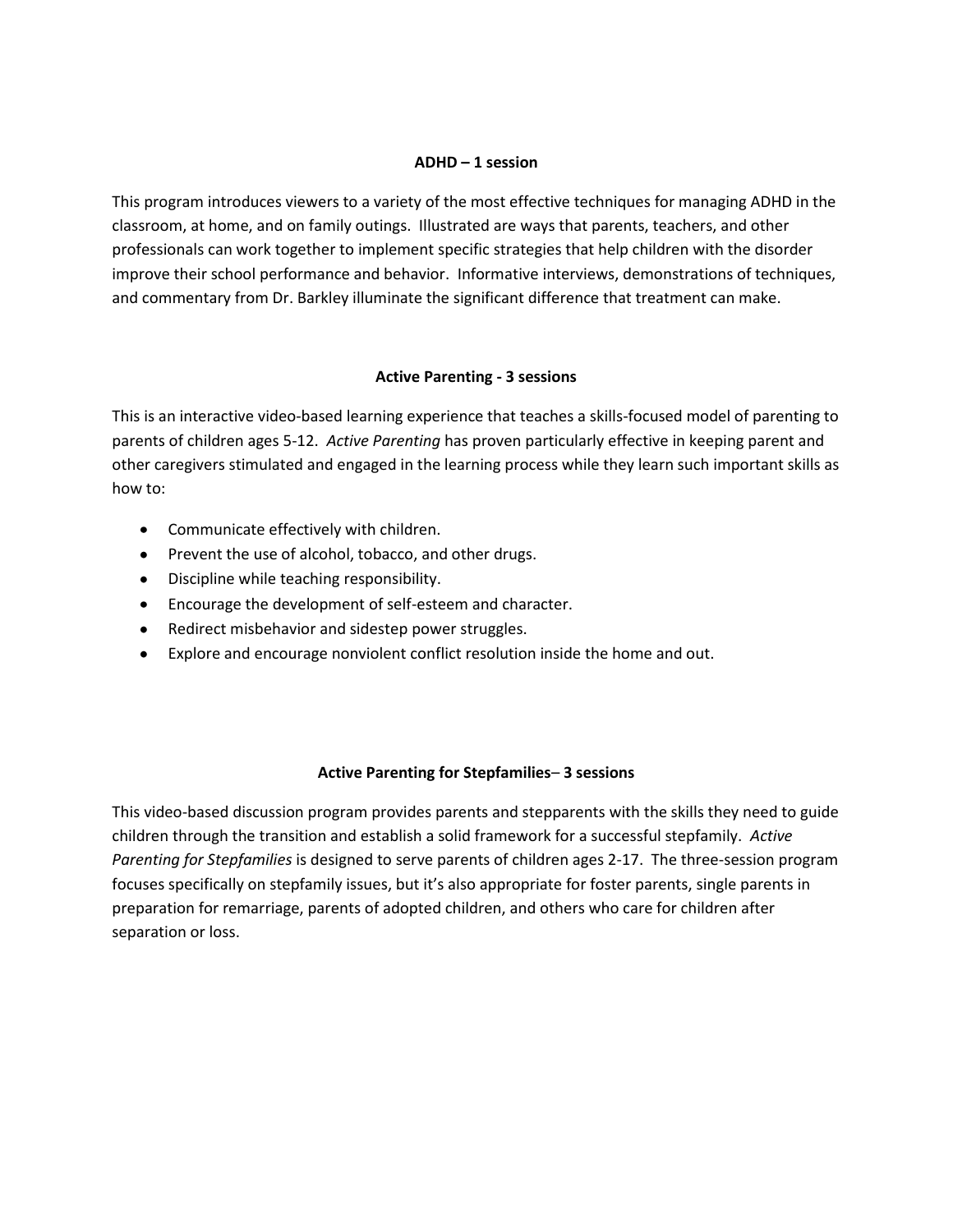**ADHD – 1 session**

This program introduces viewers to a variety of the most effective techniques for managing ADHD in the classroom, at home, and on family outings. Illustrated are ways that parents, teachers, and other professionals can work together to implement specific strategies that help children with the disorder improve their school performance and behavior. Informative interviews, demonstrations of techniques, and commentary from Dr. Barkley illuminate the significant difference that treatment can make.

**Active Parenting - 3 sessions**

This is an interactive video-based learning experience that teaches a skills-focused model of parenting to parents of children ages 5-12. *Active Parenting* has proven particularly effective in keeping parent and other caregivers stimulated and engaged in the learning process while they learn such important skills as how to:

- Communicate effectively with children.
- Prevent the use of alcohol, tobacco, and other drugs.
- Discipline while teaching responsibility.
- Encourage the development of self-esteem and character.
- Redirect misbehavior and sidestep power struggles.
- Explore and encourage nonviolent conflict resolution inside the home and out.

**Active Parenting for Stepfamilies– 3 sessions**

This video-based discussion program provides parents and stepparents with the skills they need to guide children through the transition and establish a solid framework for a successful stepfamily. *Active Parenting for Stepfamilies* is designed to serve parents of children ages 2-17. The three-session program focuses specifically on stepfamily issues, but it's also appropriate for foster parents, single parents in preparation for remarriage, parents of adopted children, and others who care for children after separation or loss.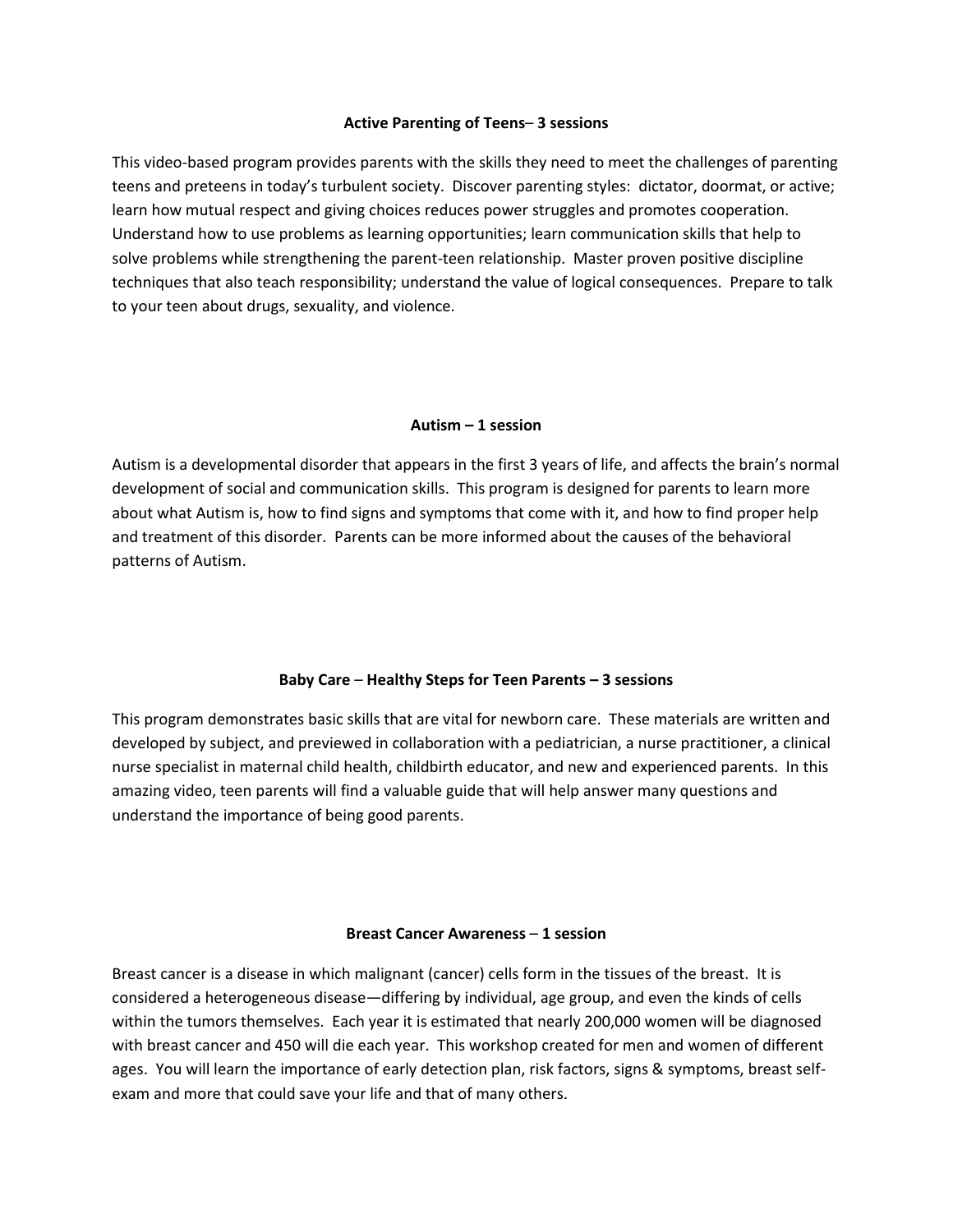**Active Parenting of Teens– 3 sessions**

This video-based program provides parents with the skills they need to meet the challenges of parenting teens and preteens in today's turbulent society. Discover parenting styles: dictator, doormat, or active; learn how mutual respect and giving choices reduces power struggles and promotes cooperation. Understand how to use problems as learning opportunities; learn communication skills that help to solve problems while strengthening the parent-teen relationship. Master proven positive discipline techniques that also teach responsibility; understand the value of logical consequences. Prepare to talk to your teen about drugs, sexuality, and violence.

**Autism – 1 session**

Autism is a developmental disorder that appears in the first 3 years of life, and affects the brain's normal development of social and communication skills. This program is designed for parents to learn more about what Autism is, how to find signs and symptoms that come with it, and how to find proper help and treatment of this disorder. Parents can be more informed about the causes of the behavioral patterns of Autism.

**Baby Care – Healthy Steps for Teen Parents – 3 sessions**

This program demonstrates basic skills that are vital for newborn care. These materials are written and developed by subject, and previewed in collaboration with a pediatrician, a nurse practitioner, a clinical nurse specialist in maternal child health, childbirth educator, and new and experienced parents. In this amazing video, teen parents will find a valuable guide that will help answer many questions and understand the importance of being good parents.

**Breast Cancer Awareness – 1 session**

Breast cancer is a disease in which malignant (cancer) cells form in the tissues of the breast. It is considered a heterogeneous disease—differing by individual, age group, and even the kinds of cells within the tumors themselves. Each year it is estimated that nearly 200,000 women will be diagnosed with breast cancer and 450 will die each year. This workshop created for men and women of different ages. You will learn the importance of early detection plan, risk factors, signs & symptoms, breast self-exam and more that could save your life and that of many others.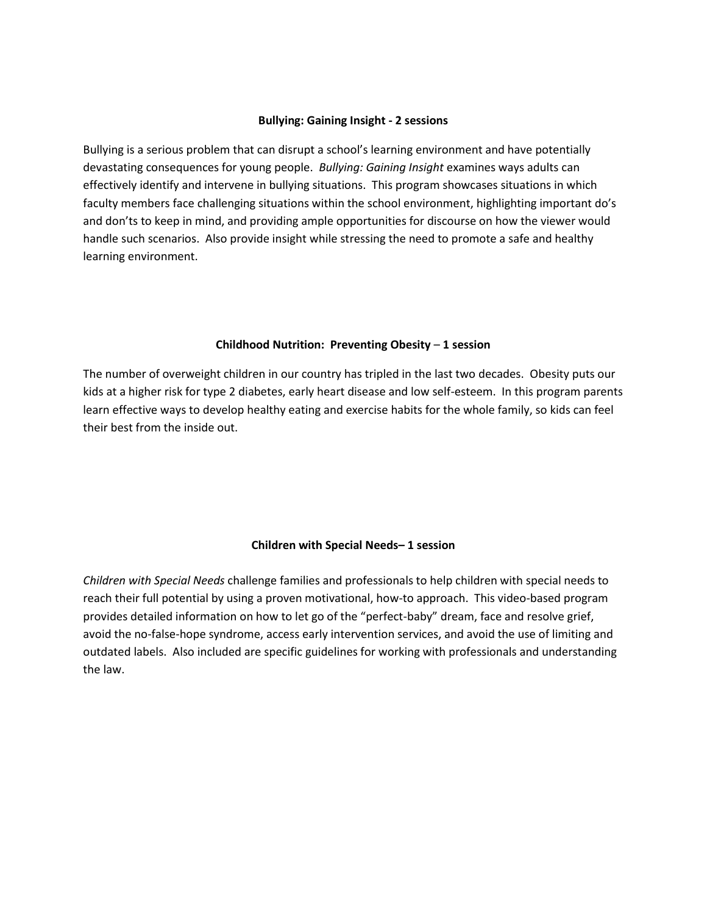**Bullying: Gaining Insight - 2 sessions**

Bullying is a serious problem that can disrupt a school's learning environment and have potentially devastating consequences for young people. *Bullying: Gaining Insight* examines ways adults can effectively identify and intervene in bullying situations. This program showcases situations in which faculty members face challenging situations within the school environment, highlighting important do's and don'ts to keep in mind, and providing ample opportunities for discourse on how the viewer would handle such scenarios. Also provide insight while stressing the need to promote a safe and healthy learning environment.

**Childhood Nutrition: Preventing Obesity – 1 session**

The number of overweight children in our country has tripled in the last two decades. Obesity puts our kids at a higher risk for type 2 diabetes, early heart disease and low self-esteem. In this program parents learn effective ways to develop healthy eating and exercise habits for the whole family, so kids can feel their best from the inside out.

**Children with Special Needs– 1 session**

*Children with Special Needs* challenge families and professionals to help children with special needs to reach their full potential by using a proven motivational, how-to approach. This video-based program provides detailed information on how to let go of the "perfect-baby" dream, face and resolve grief, avoid the no-false-hope syndrome, access early intervention services, and avoid the use of limiting and outdated labels. Also included are specific guidelines for working with professionals and understanding the law.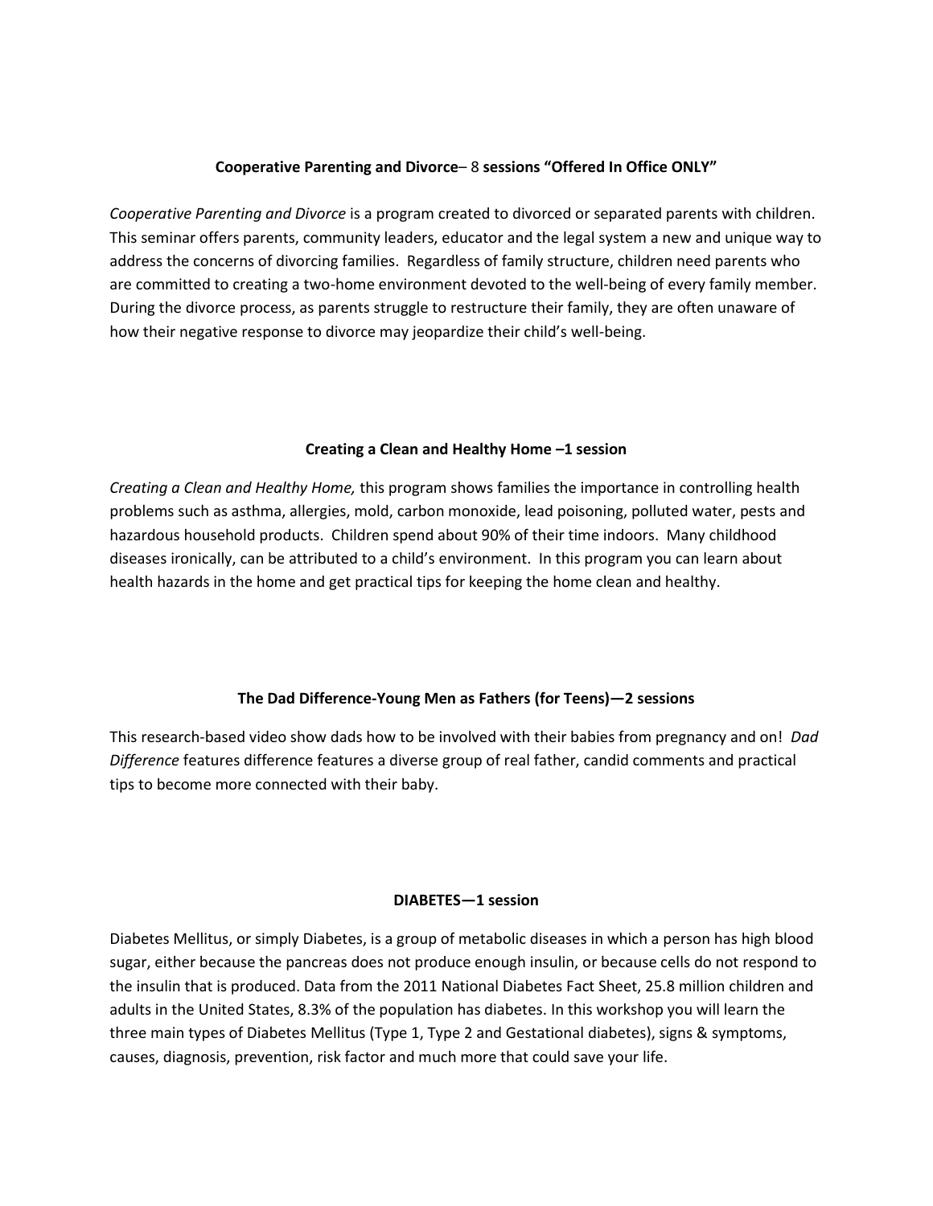**Cooperative Parenting and Divorce**– 8 **sessions "Offered In Office ONLY"**

*Cooperative Parenting and Divorce* is a program created to divorced or separated parents with children. This seminar offers parents, community leaders, educator and the legal system a new and unique way to address the concerns of divorcing families. Regardless of family structure, children need parents who are committed to creating a two-home environment devoted to the well-being of every family member. During the divorce process, as parents struggle to restructure their family, they are often unaware of how their negative response to divorce may jeopardize their child's well-being.

**Creating a Clean and Healthy Home –1 session**

*Creating a Clean and Healthy Home,* this program shows families the importance in controlling health problems such as asthma, allergies, mold, carbon monoxide, lead poisoning, polluted water, pests and hazardous household products. Children spend about 90% of their time indoors. Many childhood diseases ironically, can be attributed to a child's environment. In this program you can learn about health hazards in the home and get practical tips for keeping the home clean and healthy.

**The Dad Difference-Young Men as Fathers (for Teens)—2 sessions**

This research-based video show dads how to be involved with their babies from pregnancy and on! *Dad Difference* features difference features a diverse group of real father, candid comments and practical tips to become more connected with their baby.

**DIABETES—1 session**

Diabetes Mellitus, or simply Diabetes, is a group of metabolic diseases in which a person has high blood sugar, either because the pancreas does not produce enough insulin, or because cells do not respond to the insulin that is produced. Data from the 2011 National Diabetes Fact Sheet, 25.8 million children and adults in the United States, 8.3% of the population has diabetes. In this workshop you will learn the three main types of Diabetes Mellitus (Type 1, Type 2 and Gestational diabetes), signs & symptoms, causes, diagnosis, prevention, risk factor and much more that could save your life.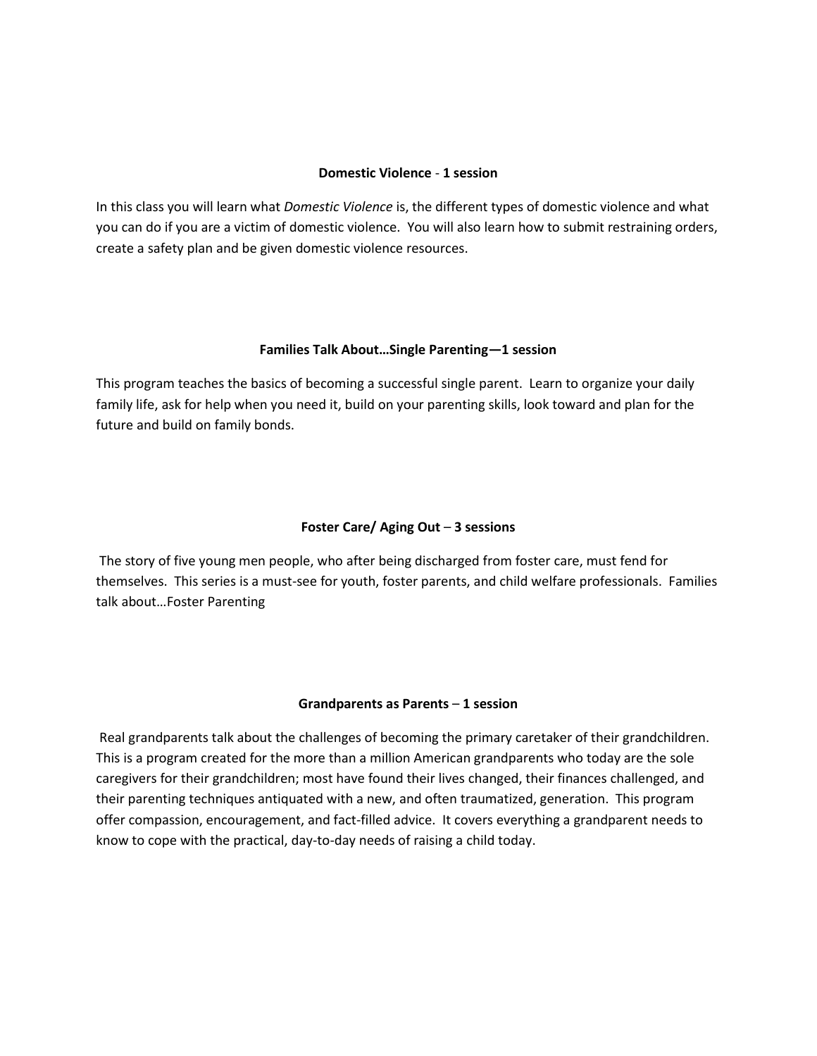**Domestic Violence - 1 session**

In this class you will learn what *Domestic Violence* is, the different types of domestic violence and what you can do if you are a victim of domestic violence. You will also learn how to submit restraining orders, create a safety plan and be given domestic violence resources.

**Families Talk About…Single Parenting—1 session**

This program teaches the basics of becoming a successful single parent. Learn to organize your daily family life, ask for help when you need it, build on your parenting skills, look toward and plan for the future and build on family bonds.

**Foster Care/ Aging Out – 3 sessions**

The story of five young men people, who after being discharged from foster care, must fend for themselves. This series is a must-see for youth, foster parents, and child welfare professionals. Families talk about…Foster Parenting

**Grandparents as Parents – 1 session**

Real grandparents talk about the challenges of becoming the primary caretaker of their grandchildren. This is a program created for the more than a million American grandparents who today are the sole caregivers for their grandchildren; most have found their lives changed, their finances challenged, and their parenting techniques antiquated with a new, and often traumatized, generation. This program offer compassion, encouragement, and fact-filled advice. It covers everything a grandparent needs to know to cope with the practical, day-to-day needs of raising a child today.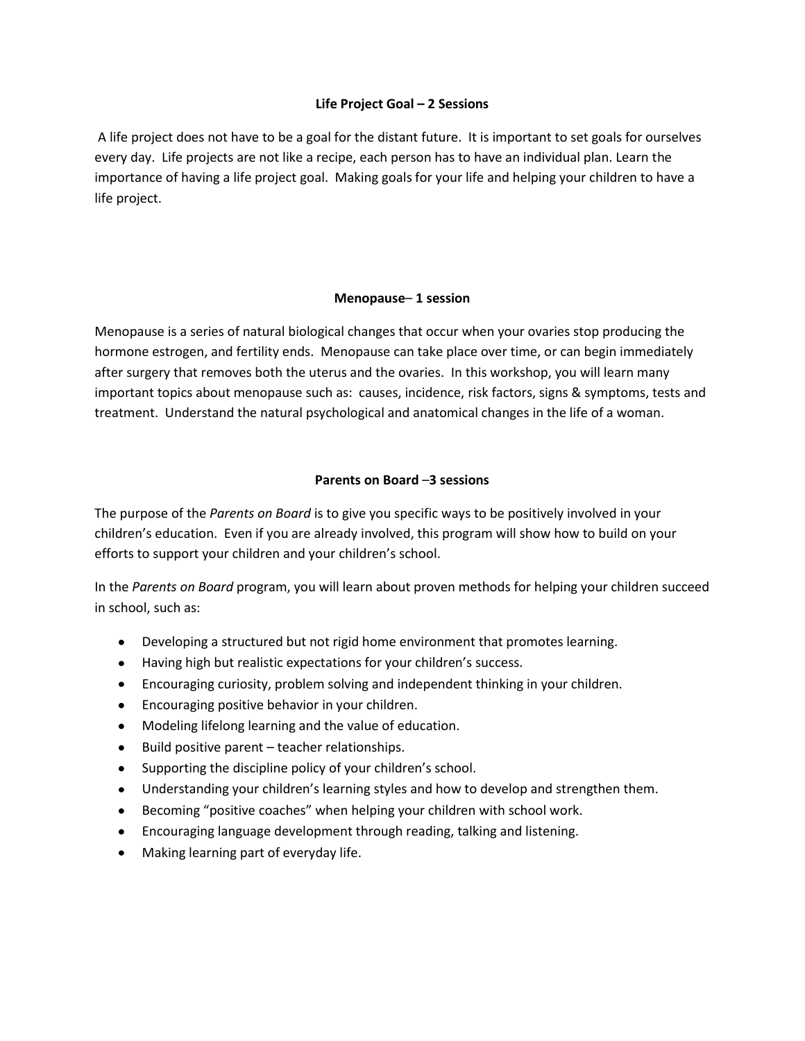**Life Project Goal – 2 Sessions**

A life project does not have to be a goal for the distant future. It is important to set goals for ourselves every day. Life projects are not like a recipe, each person has to have an individual plan. Learn the importance of having a life project goal. Making goals for your life and helping your children to have a life project.

**Menopause– 1 session**

Menopause is a series of natural biological changes that occur when your ovaries stop producing the hormone estrogen, and fertility ends. Menopause can take place over time, or can begin immediately after surgery that removes both the uterus and the ovaries. In this workshop, you will learn many important topics about menopause such as: causes, incidence, risk factors, signs & symptoms, tests and treatment. Understand the natural psychological and anatomical changes in the life of a woman.

**Parents on Board –3 sessions**

The purpose of the *Parents on Board* is to give you specific ways to be positively involved in your children's education. Even if you are already involved, this program will show how to build on your efforts to support your children and your children's school.

In the *Parents on Board* program, you will learn about proven methods for helping your children succeed in school, such as:

- Developing a structured but not rigid home environment that promotes learning.
- Having high but realistic expectations for your children's success.
- Encouraging curiosity, problem solving and independent thinking in your children.
- Encouraging positive behavior in your children.
- Modeling lifelong learning and the value of education.
- Build positive parent – teacher relationships.
- Supporting the discipline policy of your children's school.
- Understanding your children's learning styles and how to develop and strengthen them.
- Becoming "positive coaches" when helping your children with school work.
- Encouraging language development through reading, talking and listening.
- Making learning part of everyday life.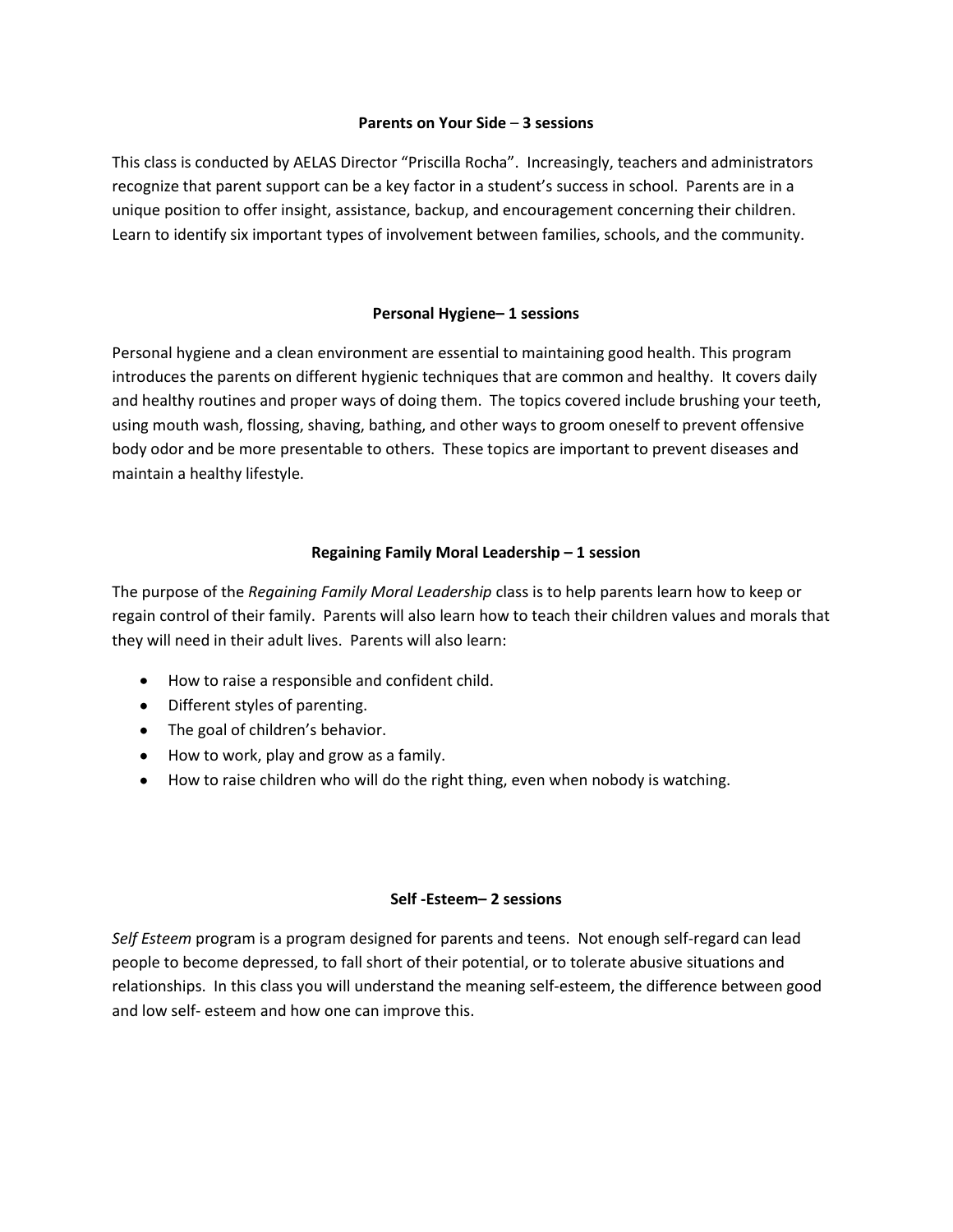**Parents on Your Side – 3 sessions**

This class is conducted by AELAS Director "Priscilla Rocha". Increasingly, teachers and administrators recognize that parent support can be a key factor in a student's success in school. Parents are in a unique position to offer insight, assistance, backup, and encouragement concerning their children. Learn to identify six important types of involvement between families, schools, and the community.

**Personal Hygiene– 1 sessions**

Personal hygiene and a clean environment are essential to maintaining good health. This program introduces the parents on different hygienic techniques that are common and healthy. It covers daily and healthy routines and proper ways of doing them. The topics covered include brushing your teeth, using mouth wash, flossing, shaving, bathing, and other ways to groom oneself to prevent offensive body odor and be more presentable to others. These topics are important to prevent diseases and maintain a healthy lifestyle.

**Regaining Family Moral Leadership – 1 session**

The purpose of the *Regaining Family Moral Leadership* class is to help parents learn how to keep or regain control of their family. Parents will also learn how to teach their children values and morals that they will need in their adult lives. Parents will also learn:

- How to raise a responsible and confident child.
- Different styles of parenting.
- The goal of children's behavior.
- How to work, play and grow as a family.
- How to raise children who will do the right thing, even when nobody is watching.

**Self -Esteem– 2 sessions**

*Self Esteem* program is a program designed for parents and teens. Not enough self-regard can lead people to become depressed, to fall short of their potential, or to tolerate abusive situations and relationships. In this class you will understand the meaning self-esteem, the difference between good and low self- esteem and how one can improve this.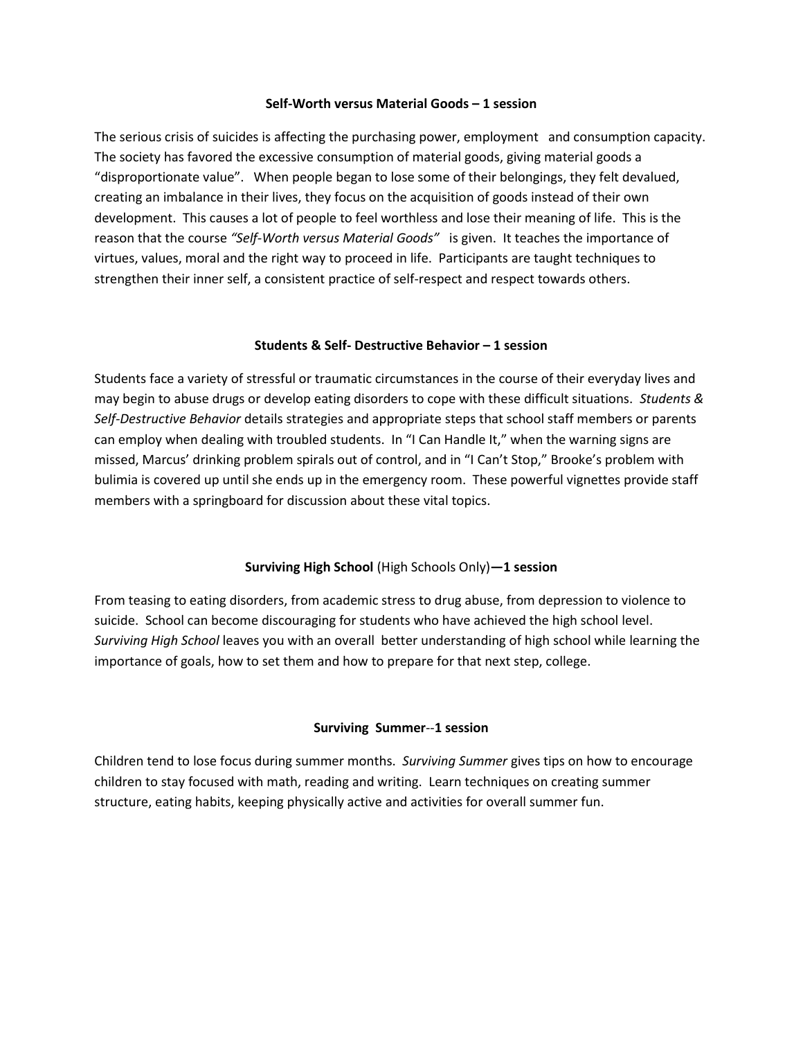**Self-Worth versus Material Goods – 1 session**

The serious crisis of suicides is affecting the purchasing power, employment and consumption capacity. The society has favored the excessive consumption of material goods, giving material goods a "disproportionate value". When people began to lose some of their belongings, they felt devalued, creating an imbalance in their lives, they focus on the acquisition of goods instead of their own development. This causes a lot of people to feel worthless and lose their meaning of life. This is the reason that the course *"Self-Worth versus Material Goods"* is given. It teaches the importance of virtues, values, moral and the right way to proceed in life. Participants are taught techniques to strengthen their inner self, a consistent practice of self-respect and respect towards others.

**Students & Self- Destructive Behavior – 1 session**

Students face a variety of stressful or traumatic circumstances in the course of their everyday lives and may begin to abuse drugs or develop eating disorders to cope with these difficult situations. *Students & Self-Destructive Behavior* details strategies and appropriate steps that school staff members or parents can employ when dealing with troubled students. In "I Can Handle It," when the warning signs are missed, Marcus' drinking problem spirals out of control, and in "I Can't Stop," Brooke's problem with bulimia is covered up until she ends up in the emergency room. These powerful vignettes provide staff members with a springboard for discussion about these vital topics.

**Surviving High School** (High Schools Only)**—1 session**

From teasing to eating disorders, from academic stress to drug abuse, from depression to violence to suicide. School can become discouraging for students who have achieved the high school level. *Surviving High School* leaves you with an overall better understanding of high school while learning the importance of goals, how to set them and how to prepare for that next step, college.

**Surviving Summer--1 session**

Children tend to lose focus during summer months. *Surviving Summer* gives tips on how to encourage children to stay focused with math, reading and writing. Learn techniques on creating summer structure, eating habits, keeping physically active and activities for overall summer fun.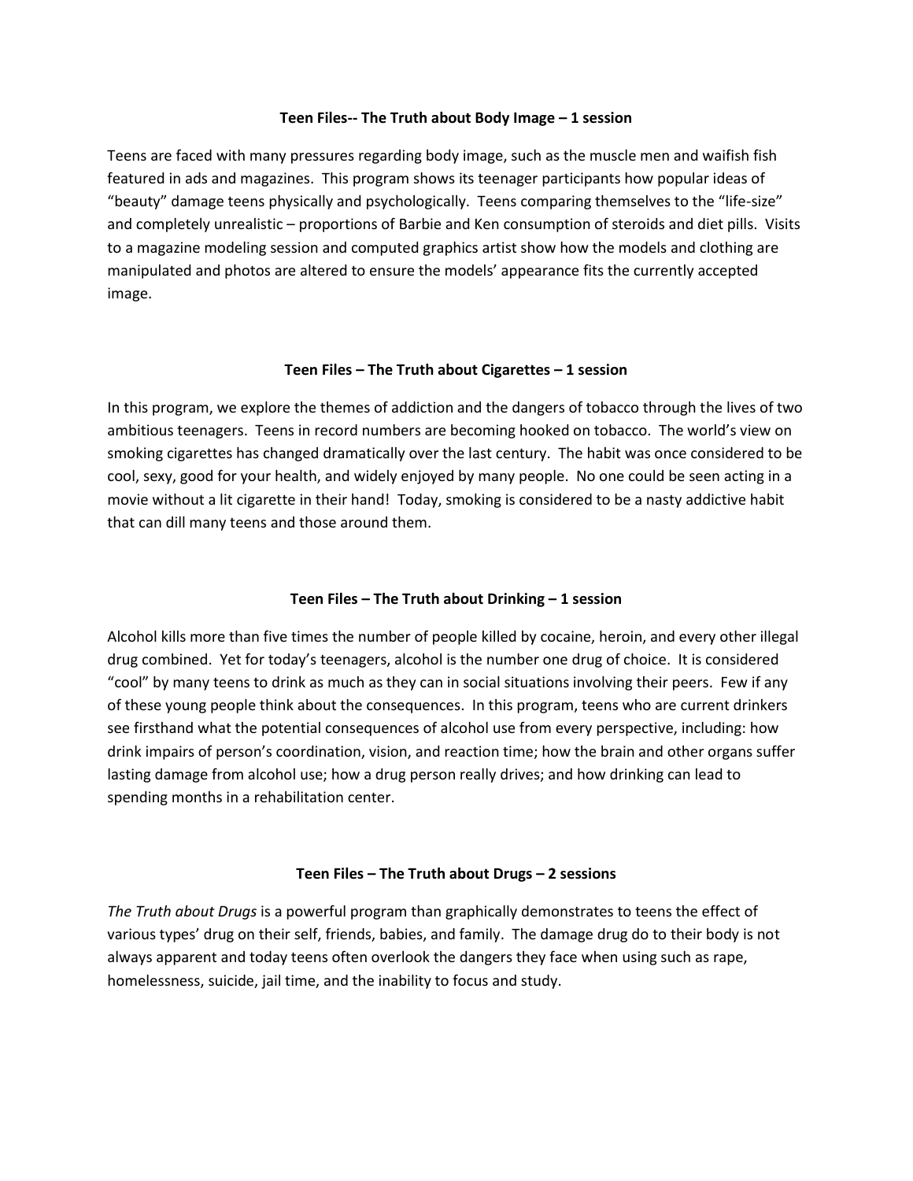**Teen Files-- The Truth about Body Image – 1 session**

Teens are faced with many pressures regarding body image, such as the muscle men and waifish fish featured in ads and magazines. This program shows its teenager participants how popular ideas of “beauty” damage teens physically and psychologically. Teens comparing themselves to the “life-size” and completely unrealistic – proportions of Barbie and Ken consumption of steroids and diet pills. Visits to a magazine modeling session and computed graphics artist show how the models and clothing are manipulated and photos are altered to ensure the models’ appearance fits the currently accepted image.

**Teen Files – The Truth about Cigarettes – 1 session**

In this program, we explore the themes of addiction and the dangers of tobacco through the lives of two ambitious teenagers. Teens in record numbers are becoming hooked on tobacco. The world’s view on smoking cigarettes has changed dramatically over the last century. The habit was once considered to be cool, sexy, good for your health, and widely enjoyed by many people. No one could be seen acting in a movie without a lit cigarette in their hand! Today, smoking is considered to be a nasty addictive habit that can dill many teens and those around them.

**Teen Files – The Truth about Drinking – 1 session**

Alcohol kills more than five times the number of people killed by cocaine, heroin, and every other illegal drug combined. Yet for today’s teenagers, alcohol is the number one drug of choice. It is considered “cool” by many teens to drink as much as they can in social situations involving their peers. Few if any of these young people think about the consequences. In this program, teens who are current drinkers see firsthand what the potential consequences of alcohol use from every perspective, including: how drink impairs of person’s coordination, vision, and reaction time; how the brain and other organs suffer lasting damage from alcohol use; how a drug person really drives; and how drinking can lead to spending months in a rehabilitation center.

**Teen Files – The Truth about Drugs – 2 sessions**

*The Truth about Drugs* is a powerful program than graphically demonstrates to teens the effect of various types’ drug on their self, friends, babies, and family. The damage drug do to their body is not always apparent and today teens often overlook the dangers they face when using such as rape, homelessness, suicide, jail time, and the inability to focus and study.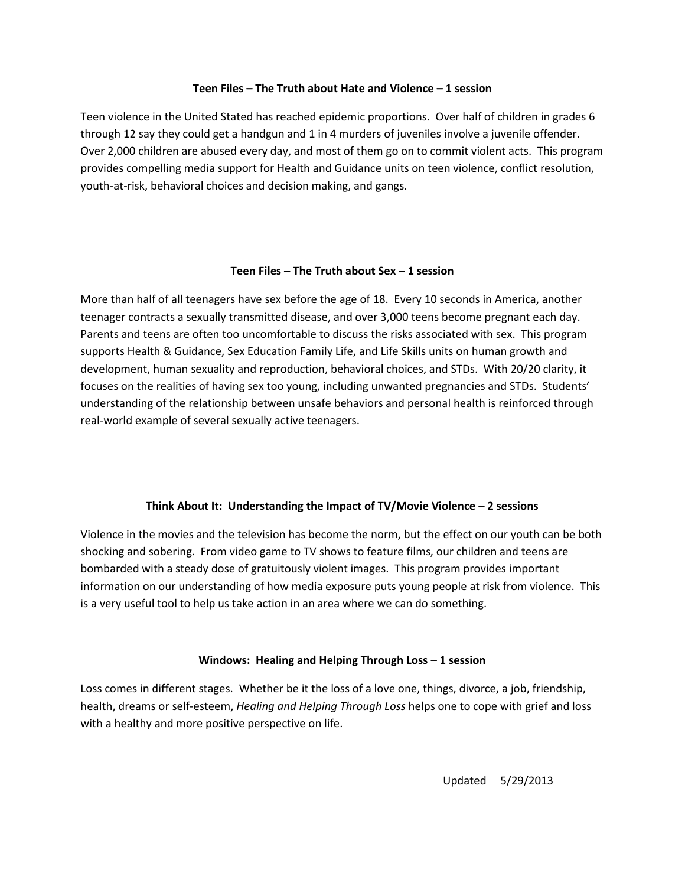**Teen Files – The Truth about Hate and Violence – 1 session**

Teen violence in the United Stated has reached epidemic proportions. Over half of children in grades 6 through 12 say they could get a handgun and 1 in 4 murders of juveniles involve a juvenile offender. Over 2,000 children are abused every day, and most of them go on to commit violent acts. This program provides compelling media support for Health and Guidance units on teen violence, conflict resolution, youth-at-risk, behavioral choices and decision making, and gangs.

**Teen Files – The Truth about Sex – 1 session**

More than half of all teenagers have sex before the age of 18. Every 10 seconds in America, another teenager contracts a sexually transmitted disease, and over 3,000 teens become pregnant each day. Parents and teens are often too uncomfortable to discuss the risks associated with sex. This program supports Health & Guidance, Sex Education Family Life, and Life Skills units on human growth and development, human sexuality and reproduction, behavioral choices, and STDs. With 20/20 clarity, it focuses on the realities of having sex too young, including unwanted pregnancies and STDs. Students' understanding of the relationship between unsafe behaviors and personal health is reinforced through real-world example of several sexually active teenagers.

**Think About It: Understanding the Impact of TV/Movie Violence – 2 sessions**

Violence in the movies and the television has become the norm, but the effect on our youth can be both shocking and sobering. From video game to TV shows to feature films, our children and teens are bombarded with a steady dose of gratuitously violent images. This program provides important information on our understanding of how media exposure puts young people at risk from violence. This is a very useful tool to help us take action in an area where we can do something.

**Windows: Healing and Helping Through Loss – 1 session**

Loss comes in different stages. Whether be it the loss of a love one, things, divorce, a job, friendship, health, dreams or self-esteem, *Healing and Helping Through Loss* helps one to cope with grief and loss with a healthy and more positive perspective on life.

Updated 5/29/2013